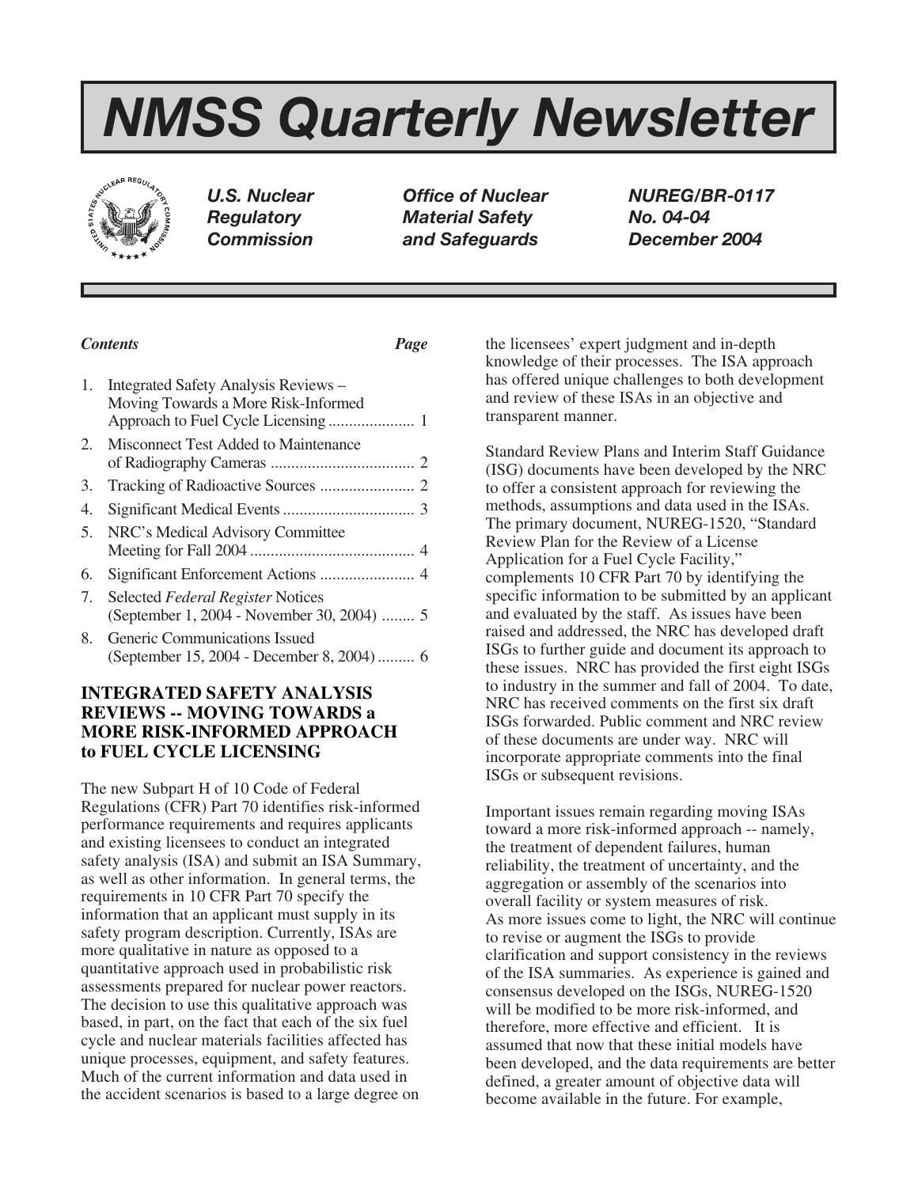# NMSS Quarterly Newsletter

**U.S. Nuclear Regulatory Commission** | **Office of Nuclear Material Safety and Safeguards** | **NUREG/BR-0117 No. 04-04 December 2004**

*Contents* — *Page*

1. Integrated Safety Analysis Reviews – Moving Towards a More Risk-Informed Approach to Fuel Cycle Licensing ..................... 1
2. Misconnect Test Added to Maintenance of Radiography Cameras ................................... 2
3. Tracking of Radioactive Sources ....................... 2
4. Significant Medical Events ................................ 3
5. NRC's Medical Advisory Committee Meeting for Fall 2004 ........................................ 4
6. Significant Enforcement Actions ....................... 4
7. Selected *Federal Register* Notices (September 1, 2004 - November 30, 2004) ........ 5
8. Generic Communications Issued (September 15, 2004 - December 8, 2004) ......... 6

## INTEGRATED SAFETY ANALYSIS REVIEWS -- MOVING TOWARDS a MORE RISK-INFORMED APPROACH to FUEL CYCLE LICENSING

The new Subpart H of 10 Code of Federal Regulations (CFR) Part 70 identifies risk-informed performance requirements and requires applicants and existing licensees to conduct an integrated safety analysis (ISA) and submit an ISA Summary, as well as other information. In general terms, the requirements in 10 CFR Part 70 specify the information that an applicant must supply in its safety program description. Currently, ISAs are more qualitative in nature as opposed to a quantitative approach used in probabilistic risk assessments prepared for nuclear power reactors. The decision to use this qualitative approach was based, in part, on the fact that each of the six fuel cycle and nuclear materials facilities affected has unique processes, equipment, and safety features. Much of the current information and data used in the accident scenarios is based to a large degree on the licensees' expert judgment and in-depth knowledge of their processes. The ISA approach has offered unique challenges to both development and review of these ISAs in an objective and transparent manner.

Standard Review Plans and Interim Staff Guidance (ISG) documents have been developed by the NRC to offer a consistent approach for reviewing the methods, assumptions and data used in the ISAs. The primary document, NUREG-1520, "Standard Review Plan for the Review of a License Application for a Fuel Cycle Facility," complements 10 CFR Part 70 by identifying the specific information to be submitted by an applicant and evaluated by the staff. As issues have been raised and addressed, the NRC has developed draft ISGs to further guide and document its approach to these issues. NRC has provided the first eight ISGs to industry in the summer and fall of 2004. To date, NRC has received comments on the first six draft ISGs forwarded. Public comment and NRC review of these documents are under way. NRC will incorporate appropriate comments into the final ISGs or subsequent revisions.

Important issues remain regarding moving ISAs toward a more risk-informed approach -- namely, the treatment of dependent failures, human reliability, the treatment of uncertainty, and the aggregation or assembly of the scenarios into overall facility or system measures of risk. As more issues come to light, the NRC will continue to revise or augment the ISGs to provide clarification and support consistency in the reviews of the ISA summaries. As experience is gained and consensus developed on the ISGs, NUREG-1520 will be modified to be more risk-informed, and therefore, more effective and efficient. It is assumed that now that these initial models have been developed, and the data requirements are better defined, a greater amount of objective data will become available in the future. For example,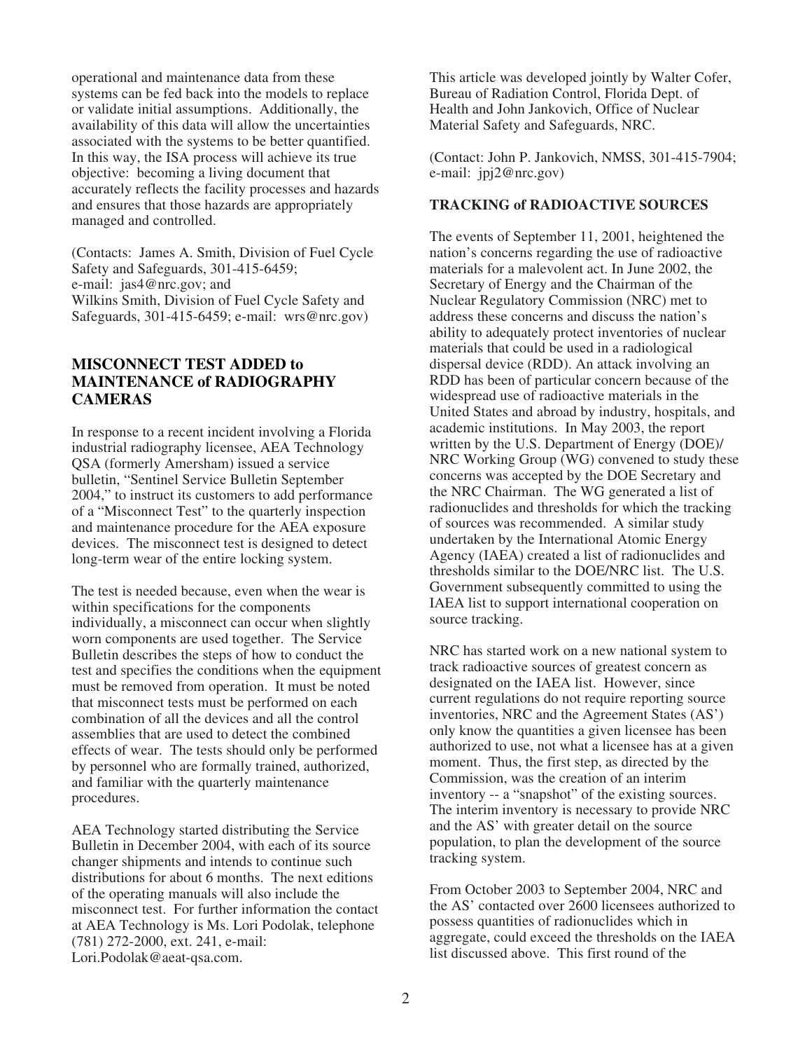operational and maintenance data from these systems can be fed back into the models to replace or validate initial assumptions. Additionally, the availability of this data will allow the uncertainties associated with the systems to be better quantified. In this way, the ISA process will achieve its true objective: becoming a living document that accurately reflects the facility processes and hazards and ensures that those hazards are appropriately managed and controlled.

(Contacts: James A. Smith, Division of Fuel Cycle Safety and Safeguards, 301-415-6459; e-mail: jas4@nrc.gov; and Wilkins Smith, Division of Fuel Cycle Safety and Safeguards, 301-415-6459; e-mail: wrs@nrc.gov)

## MISCONNECT TEST ADDED to MAINTENANCE of RADIOGRAPHY CAMERAS

In response to a recent incident involving a Florida industrial radiography licensee, AEA Technology QSA (formerly Amersham) issued a service bulletin, "Sentinel Service Bulletin September 2004," to instruct its customers to add performance of a "Misconnect Test" to the quarterly inspection and maintenance procedure for the AEA exposure devices. The misconnect test is designed to detect long-term wear of the entire locking system.

The test is needed because, even when the wear is within specifications for the components individually, a misconnect can occur when slightly worn components are used together. The Service Bulletin describes the steps of how to conduct the test and specifies the conditions when the equipment must be removed from operation. It must be noted that misconnect tests must be performed on each combination of all the devices and all the control assemblies that are used to detect the combined effects of wear. The tests should only be performed by personnel who are formally trained, authorized, and familiar with the quarterly maintenance procedures.

AEA Technology started distributing the Service Bulletin in December 2004, with each of its source changer shipments and intends to continue such distributions for about 6 months. The next editions of the operating manuals will also include the misconnect test. For further information the contact at AEA Technology is Ms. Lori Podolak, telephone (781) 272-2000, ext. 241, e-mail: Lori.Podolak@aeat-qsa.com.

This article was developed jointly by Walter Cofer, Bureau of Radiation Control, Florida Dept. of Health and John Jankovich, Office of Nuclear Material Safety and Safeguards, NRC.

(Contact: John P. Jankovich, NMSS, 301-415-7904; e-mail: jpj2@nrc.gov)

## TRACKING of RADIOACTIVE SOURCES

The events of September 11, 2001, heightened the nation's concerns regarding the use of radioactive materials for a malevolent act. In June 2002, the Secretary of Energy and the Chairman of the Nuclear Regulatory Commission (NRC) met to address these concerns and discuss the nation's ability to adequately protect inventories of nuclear materials that could be used in a radiological dispersal device (RDD). An attack involving an RDD has been of particular concern because of the widespread use of radioactive materials in the United States and abroad by industry, hospitals, and academic institutions. In May 2003, the report written by the U.S. Department of Energy (DOE)/ NRC Working Group (WG) convened to study these concerns was accepted by the DOE Secretary and the NRC Chairman. The WG generated a list of radionuclides and thresholds for which the tracking of sources was recommended. A similar study undertaken by the International Atomic Energy Agency (IAEA) created a list of radionuclides and thresholds similar to the DOE/NRC list. The U.S. Government subsequently committed to using the IAEA list to support international cooperation on source tracking.

NRC has started work on a new national system to track radioactive sources of greatest concern as designated on the IAEA list. However, since current regulations do not require reporting source inventories, NRC and the Agreement States (AS') only know the quantities a given licensee has been authorized to use, not what a licensee has at a given moment. Thus, the first step, as directed by the Commission, was the creation of an interim inventory -- a "snapshot" of the existing sources. The interim inventory is necessary to provide NRC and the AS' with greater detail on the source population, to plan the development of the source tracking system.

From October 2003 to September 2004, NRC and the AS' contacted over 2600 licensees authorized to possess quantities of radionuclides which in aggregate, could exceed the thresholds on the IAEA list discussed above. This first round of the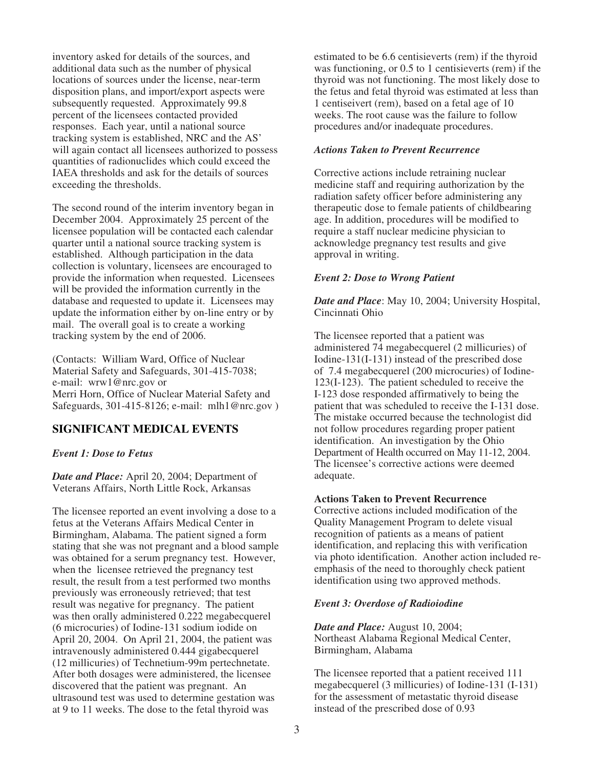inventory asked for details of the sources, and additional data such as the number of physical locations of sources under the license, near-term disposition plans, and import/export aspects were subsequently requested. Approximately 99.8 percent of the licensees contacted provided responses. Each year, until a national source tracking system is established, NRC and the AS' will again contact all licensees authorized to possess quantities of radionuclides which could exceed the IAEA thresholds and ask for the details of sources exceeding the thresholds.

The second round of the interim inventory began in December 2004. Approximately 25 percent of the licensee population will be contacted each calendar quarter until a national source tracking system is established. Although participation in the data collection is voluntary, licensees are encouraged to provide the information when requested. Licensees will be provided the information currently in the database and requested to update it. Licensees may update the information either by on-line entry or by mail. The overall goal is to create a working tracking system by the end of 2006.

(Contacts: William Ward, Office of Nuclear Material Safety and Safeguards, 301-415-7038; e-mail: wrw1@nrc.gov or Merri Horn, Office of Nuclear Material Safety and Safeguards, 301-415-8126; e-mail: mlh1@nrc.gov )

## SIGNIFICANT MEDICAL EVENTS

### *Event 1: Dose to Fetus*

***Date and Place:*** April 20, 2004; Department of Veterans Affairs, North Little Rock, Arkansas

The licensee reported an event involving a dose to a fetus at the Veterans Affairs Medical Center in Birmingham, Alabama. The patient signed a form stating that she was not pregnant and a blood sample was obtained for a serum pregnancy test. However, when the licensee retrieved the pregnancy test result, the result from a test performed two months previously was erroneously retrieved; that test result was negative for pregnancy. The patient was then orally administered 0.222 megabecquerel (6 microcuries) of Iodine-131 sodium iodide on April 20, 2004. On April 21, 2004, the patient was intravenously administered 0.444 gigabecquerel (12 millicuries) of Technetium-99m pertechnetate. After both dosages were administered, the licensee discovered that the patient was pregnant. An ultrasound test was used to determine gestation was at 9 to 11 weeks. The dose to the fetal thyroid was estimated to be 6.6 centisieverts (rem) if the thyroid was functioning, or 0.5 to 1 centisieverts (rem) if the thyroid was not functioning. The most likely dose to the fetus and fetal thyroid was estimated at less than 1 centiseivert (rem), based on a fetal age of 10 weeks. The root cause was the failure to follow procedures and/or inadequate procedures.

### *Actions Taken to Prevent Recurrence*

Corrective actions include retraining nuclear medicine staff and requiring authorization by the radiation safety officer before administering any therapeutic dose to female patients of childbearing age. In addition, procedures will be modified to require a staff nuclear medicine physician to acknowledge pregnancy test results and give approval in writing.

### *Event 2: Dose to Wrong Patient*

***Date and Place***: May 10, 2004; University Hospital, Cincinnati Ohio

The licensee reported that a patient was administered 74 megabecquerel (2 millicuries) of Iodine-131(I-131) instead of the prescribed dose of 7.4 megabecquerel (200 microcuries) of Iodine-123(I-123). The patient scheduled to receive the I-123 dose responded affirmatively to being the patient that was scheduled to receive the I-131 dose. The mistake occurred because the technologist did not follow procedures regarding proper patient identification. An investigation by the Ohio Department of Health occurred on May 11-12, 2004. The licensee's corrective actions were deemed adequate.

### Actions Taken to Prevent Recurrence

Corrective actions included modification of the Quality Management Program to delete visual recognition of patients as a means of patient identification, and replacing this with verification via photo identification. Another action included re-emphasis of the need to thoroughly check patient identification using two approved methods.

### *Event 3: Overdose of Radioiodine*

***Date and Place:*** August 10, 2004; Northeast Alabama Regional Medical Center, Birmingham, Alabama

The licensee reported that a patient received 111 megabecquerel (3 millicuries) of Iodine-131 (I-131) for the assessment of metastatic thyroid disease instead of the prescribed dose of 0.93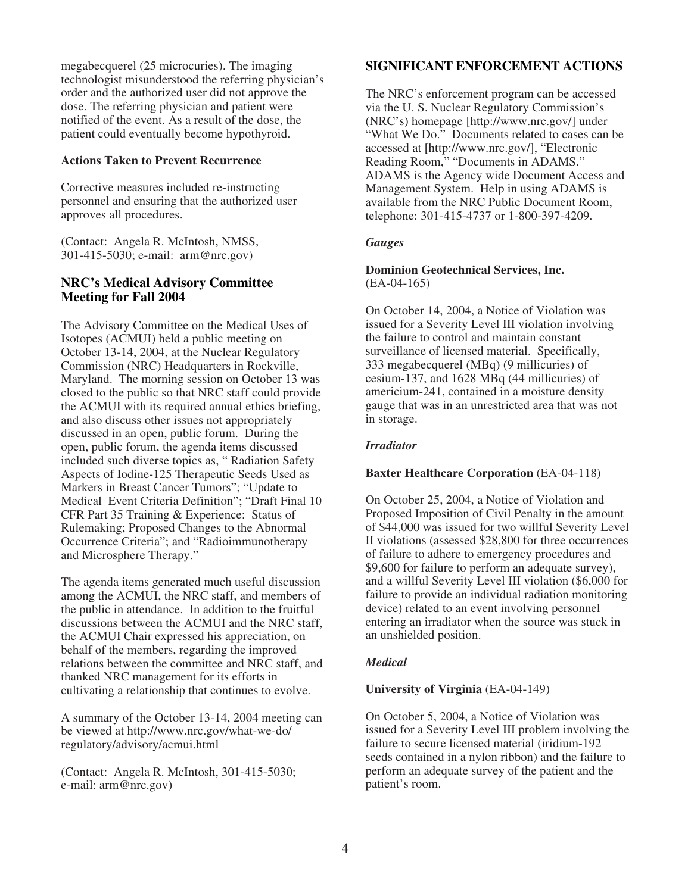megabecquerel (25 microcuries). The imaging technologist misunderstood the referring physician's order and the authorized user did not approve the dose. The referring physician and patient were notified of the event. As a result of the dose, the patient could eventually become hypothyroid.

**Actions Taken to Prevent Recurrence**

Corrective measures included re-instructing personnel and ensuring that the authorized user approves all procedures.

(Contact: Angela R. McIntosh, NMSS, 301-415-5030; e-mail: arm@nrc.gov)

## NRC's Medical Advisory Committee Meeting for Fall 2004

The Advisory Committee on the Medical Uses of Isotopes (ACMUI) held a public meeting on October 13-14, 2004, at the Nuclear Regulatory Commission (NRC) Headquarters in Rockville, Maryland. The morning session on October 13 was closed to the public so that NRC staff could provide the ACMUI with its required annual ethics briefing, and also discuss other issues not appropriately discussed in an open, public forum. During the open, public forum, the agenda items discussed included such diverse topics as, " Radiation Safety Aspects of Iodine-125 Therapeutic Seeds Used as Markers in Breast Cancer Tumors"; "Update to Medical Event Criteria Definition"; "Draft Final 10 CFR Part 35 Training & Experience: Status of Rulemaking; Proposed Changes to the Abnormal Occurrence Criteria"; and "Radioimmunotherapy and Microsphere Therapy."

The agenda items generated much useful discussion among the ACMUI, the NRC staff, and members of the public in attendance. In addition to the fruitful discussions between the ACMUI and the NRC staff, the ACMUI Chair expressed his appreciation, on behalf of the members, regarding the improved relations between the committee and NRC staff, and thanked NRC management for its efforts in cultivating a relationship that continues to evolve.

A summary of the October 13-14, 2004 meeting can be viewed at http://www.nrc.gov/what-we-do/regulatory/advisory/acmui.html

(Contact: Angela R. McIntosh, 301-415-5030; e-mail: arm@nrc.gov)

## SIGNIFICANT ENFORCEMENT ACTIONS

The NRC's enforcement program can be accessed via the U. S. Nuclear Regulatory Commission's (NRC's) homepage [http://www.nrc.gov/] under "What We Do." Documents related to cases can be accessed at [http://www.nrc.gov/], "Electronic Reading Room," "Documents in ADAMS." ADAMS is the Agency wide Document Access and Management System. Help in using ADAMS is available from the NRC Public Document Room, telephone: 301-415-4737 or 1-800-397-4209.

### *Gauges*

**Dominion Geotechnical Services, Inc.**
(EA-04-165)

On October 14, 2004, a Notice of Violation was issued for a Severity Level III violation involving the failure to control and maintain constant surveillance of licensed material. Specifically, 333 megabecquerel (MBq) (9 millicuries) of cesium-137, and 1628 MBq (44 millicuries) of americium-241, contained in a moisture density gauge that was in an unrestricted area that was not in storage.

### *Irradiator*

**Baxter Healthcare Corporation** (EA-04-118)

On October 25, 2004, a Notice of Violation and Proposed Imposition of Civil Penalty in the amount of $44,000 was issued for two willful Severity Level II violations (assessed $28,800 for three occurrences of failure to adhere to emergency procedures and $9,600 for failure to perform an adequate survey), and a willful Severity Level III violation ($6,000 for failure to provide an individual radiation monitoring device) related to an event involving personnel entering an irradiator when the source was stuck in an unshielded position.

### *Medical*

**University of Virginia** (EA-04-149)

On October 5, 2004, a Notice of Violation was issued for a Severity Level III problem involving the failure to secure licensed material (iridium-192 seeds contained in a nylon ribbon) and the failure to perform an adequate survey of the patient and the patient's room.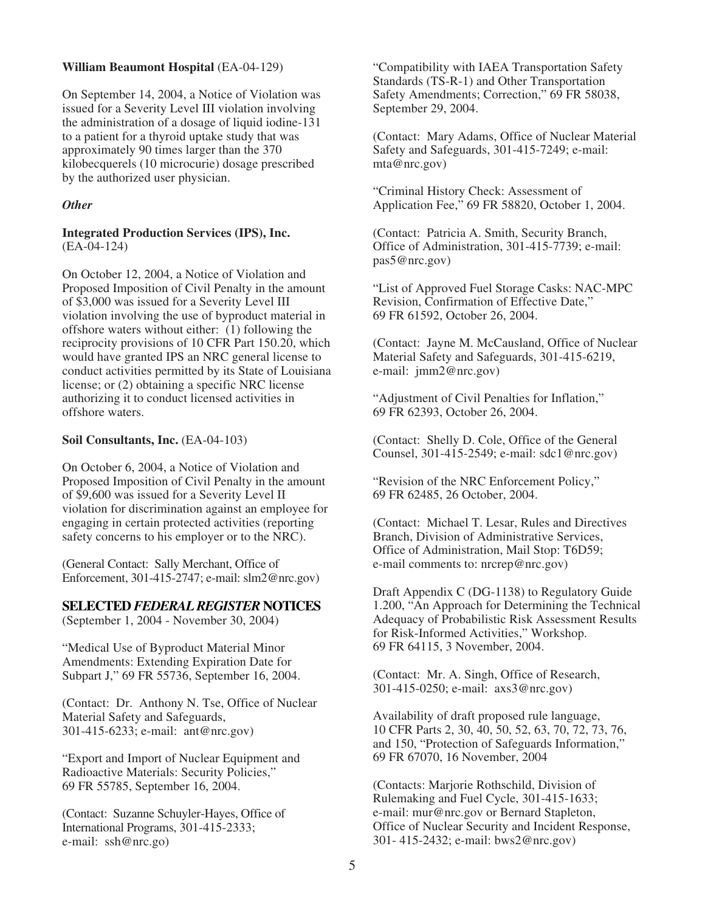**William Beaumont Hospital** (EA-04-129)

On September 14, 2004, a Notice of Violation was issued for a Severity Level III violation involving the administration of a dosage of liquid iodine-131 to a patient for a thyroid uptake study that was approximately 90 times larger than the 370 kilobecquerels (10 microcurie) dosage prescribed by the authorized user physician.

*Other*

**Integrated Production Services (IPS), Inc.** (EA-04-124)

On October 12, 2004, a Notice of Violation and Proposed Imposition of Civil Penalty in the amount of $3,000 was issued for a Severity Level III violation involving the use of byproduct material in offshore waters without either: (1) following the reciprocity provisions of 10 CFR Part 150.20, which would have granted IPS an NRC general license to conduct activities permitted by its State of Louisiana license; or (2) obtaining a specific NRC license authorizing it to conduct licensed activities in offshore waters.

**Soil Consultants, Inc.** (EA-04-103)

On October 6, 2004, a Notice of Violation and Proposed Imposition of Civil Penalty in the amount of $9,600 was issued for a Severity Level II violation for discrimination against an employee for engaging in certain protected activities (reporting safety concerns to his employer or to the NRC).

(General Contact: Sally Merchant, Office of Enforcement, 301-415-2747; e-mail: slm2@nrc.gov)

## SELECTED *FEDERAL REGISTER* NOTICES

(September 1, 2004 - November 30, 2004)

"Medical Use of Byproduct Material Minor Amendments: Extending Expiration Date for Subpart J," 69 FR 55736, September 16, 2004.

(Contact: Dr. Anthony N. Tse, Office of Nuclear Material Safety and Safeguards, 301-415-6233; e-mail: ant@nrc.gov)

"Export and Import of Nuclear Equipment and Radioactive Materials: Security Policies," 69 FR 55785, September 16, 2004.

(Contact: Suzanne Schuyler-Hayes, Office of International Programs, 301-415-2333; e-mail: ssh@nrc.go)

"Compatibility with IAEA Transportation Safety Standards (TS-R-1) and Other Transportation Safety Amendments; Correction," 69 FR 58038, September 29, 2004.

(Contact: Mary Adams, Office of Nuclear Material Safety and Safeguards, 301-415-7249; e-mail: mta@nrc.gov)

"Criminal History Check: Assessment of Application Fee," 69 FR 58820, October 1, 2004.

(Contact: Patricia A. Smith, Security Branch, Office of Administration, 301-415-7739; e-mail: pas5@nrc.gov)

"List of Approved Fuel Storage Casks: NAC-MPC Revision, Confirmation of Effective Date," 69 FR 61592, October 26, 2004.

(Contact: Jayne M. McCausland, Office of Nuclear Material Safety and Safeguards, 301-415-6219, e-mail: jmm2@nrc.gov)

"Adjustment of Civil Penalties for Inflation," 69 FR 62393, October 26, 2004.

(Contact: Shelly D. Cole, Office of the General Counsel, 301-415-2549; e-mail: sdc1@nrc.gov)

"Revision of the NRC Enforcement Policy," 69 FR 62485, 26 October, 2004.

(Contact: Michael T. Lesar, Rules and Directives Branch, Division of Administrative Services, Office of Administration, Mail Stop: T6D59; e-mail comments to: nrcrep@nrc.gov)

Draft Appendix C (DG-1138) to Regulatory Guide 1.200, "An Approach for Determining the Technical Adequacy of Probabilistic Risk Assessment Results for Risk-Informed Activities," Workshop. 69 FR 64115, 3 November, 2004.

(Contact: Mr. A. Singh, Office of Research, 301-415-0250; e-mail: axs3@nrc.gov)

Availability of draft proposed rule language, 10 CFR Parts 2, 30, 40, 50, 52, 63, 70, 72, 73, 76, and 150, "Protection of Safeguards Information," 69 FR 67070, 16 November, 2004

(Contacts: Marjorie Rothschild, Division of Rulemaking and Fuel Cycle, 301-415-1633; e-mail: mur@nrc.gov or Bernard Stapleton, Office of Nuclear Security and Incident Response, 301- 415-2432; e-mail: bws2@nrc.gov)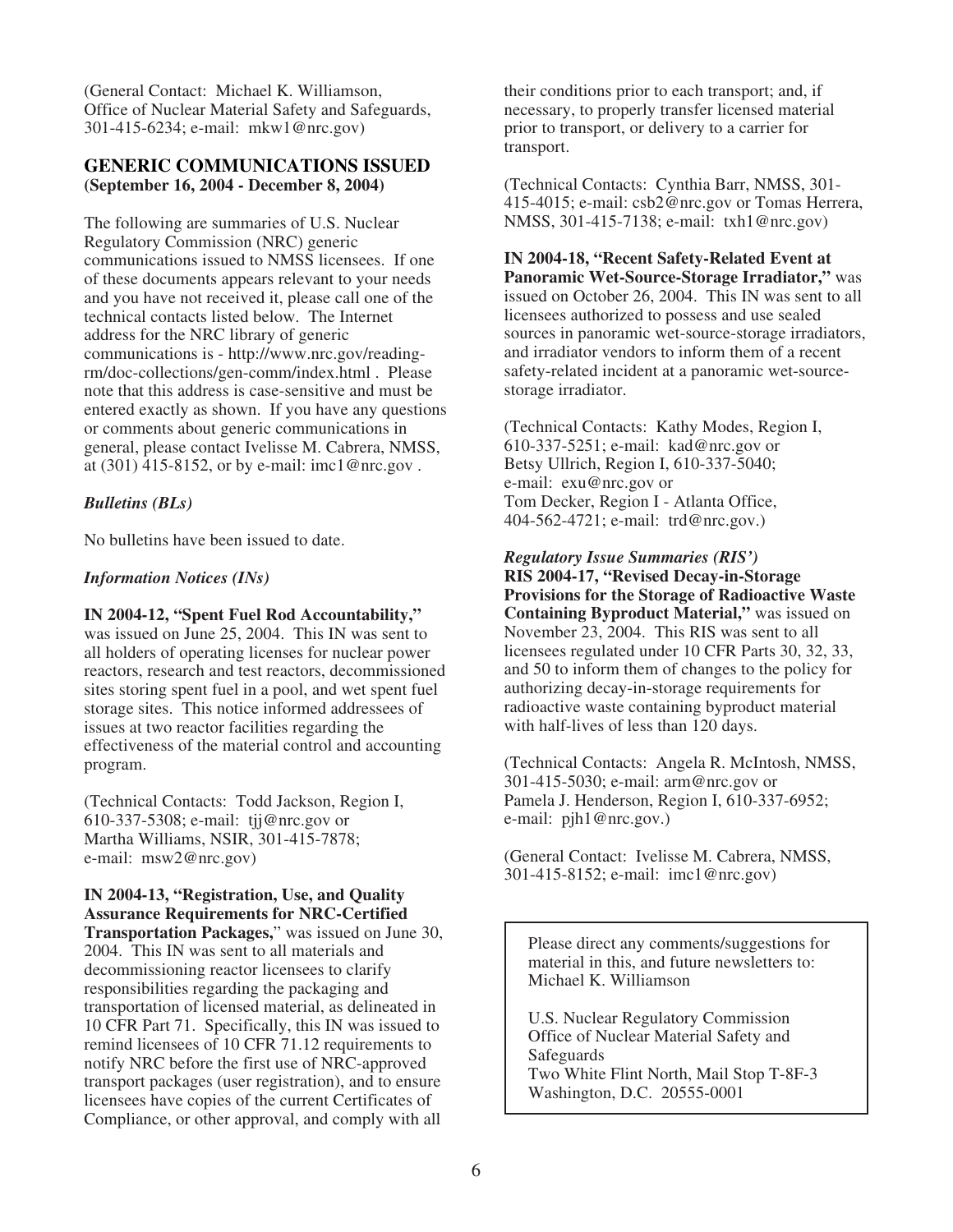(General Contact: Michael K. Williamson, Office of Nuclear Material Safety and Safeguards, 301-415-6234; e-mail: mkw1@nrc.gov)

## GENERIC COMMUNICATIONS ISSUED (September 16, 2004 - December 8, 2004)

The following are summaries of U.S. Nuclear Regulatory Commission (NRC) generic communications issued to NMSS licensees. If one of these documents appears relevant to your needs and you have not received it, please call one of the technical contacts listed below. The Internet address for the NRC library of generic communications is - http://www.nrc.gov/reading-rm/doc-collections/gen-comm/index.html . Please note that this address is case-sensitive and must be entered exactly as shown. If you have any questions or comments about generic communications in general, please contact Ivelisse M. Cabrera, NMSS, at (301) 415-8152, or by e-mail: imc1@nrc.gov .

### *Bulletins (BLs)*

No bulletins have been issued to date.

### *Information Notices (INs)*

**IN 2004-12, "Spent Fuel Rod Accountability,"** was issued on June 25, 2004. This IN was sent to all holders of operating licenses for nuclear power reactors, research and test reactors, decommissioned sites storing spent fuel in a pool, and wet spent fuel storage sites. This notice informed addressees of issues at two reactor facilities regarding the effectiveness of the material control and accounting program.

(Technical Contacts: Todd Jackson, Region I, 610-337-5308; e-mail: tjj@nrc.gov or Martha Williams, NSIR, 301-415-7878; e-mail: msw2@nrc.gov)

**IN 2004-13, "Registration, Use, and Quality Assurance Requirements for NRC-Certified Transportation Packages,"** was issued on June 30, 2004. This IN was sent to all materials and decommissioning reactor licensees to clarify responsibilities regarding the packaging and transportation of licensed material, as delineated in 10 CFR Part 71. Specifically, this IN was issued to remind licensees of 10 CFR 71.12 requirements to notify NRC before the first use of NRC-approved transport packages (user registration), and to ensure licensees have copies of the current Certificates of Compliance, or other approval, and comply with all their conditions prior to each transport; and, if necessary, to properly transfer licensed material prior to transport, or delivery to a carrier for transport.

(Technical Contacts: Cynthia Barr, NMSS, 301-415-4015; e-mail: csb2@nrc.gov or Tomas Herrera, NMSS, 301-415-7138; e-mail: txh1@nrc.gov)

**IN 2004-18, "Recent Safety-Related Event at Panoramic Wet-Source-Storage Irradiator,"** was issued on October 26, 2004. This IN was sent to all licensees authorized to possess and use sealed sources in panoramic wet-source-storage irradiators, and irradiator vendors to inform them of a recent safety-related incident at a panoramic wet-source-storage irradiator.

(Technical Contacts: Kathy Modes, Region I, 610-337-5251; e-mail: kad@nrc.gov or Betsy Ullrich, Region I, 610-337-5040; e-mail: exu@nrc.gov or Tom Decker, Region I - Atlanta Office, 404-562-4721; e-mail: trd@nrc.gov.)

### *Regulatory Issue Summaries (RIS')*

**RIS 2004-17, "Revised Decay-in-Storage Provisions for the Storage of Radioactive Waste Containing Byproduct Material,"** was issued on November 23, 2004. This RIS was sent to all licensees regulated under 10 CFR Parts 30, 32, 33, and 50 to inform them of changes to the policy for authorizing decay-in-storage requirements for radioactive waste containing byproduct material with half-lives of less than 120 days.

(Technical Contacts: Angela R. McIntosh, NMSS, 301-415-5030; e-mail: arm@nrc.gov or Pamela J. Henderson, Region I, 610-337-6952; e-mail: pjh1@nrc.gov.)

(General Contact: Ivelisse M. Cabrera, NMSS, 301-415-8152; e-mail: imc1@nrc.gov)

Please direct any comments/suggestions for material in this, and future newsletters to: Michael K. Williamson

U.S. Nuclear Regulatory Commission
Office of Nuclear Material Safety and Safeguards
Two White Flint North, Mail Stop T-8F-3
Washington, D.C. 20555-0001